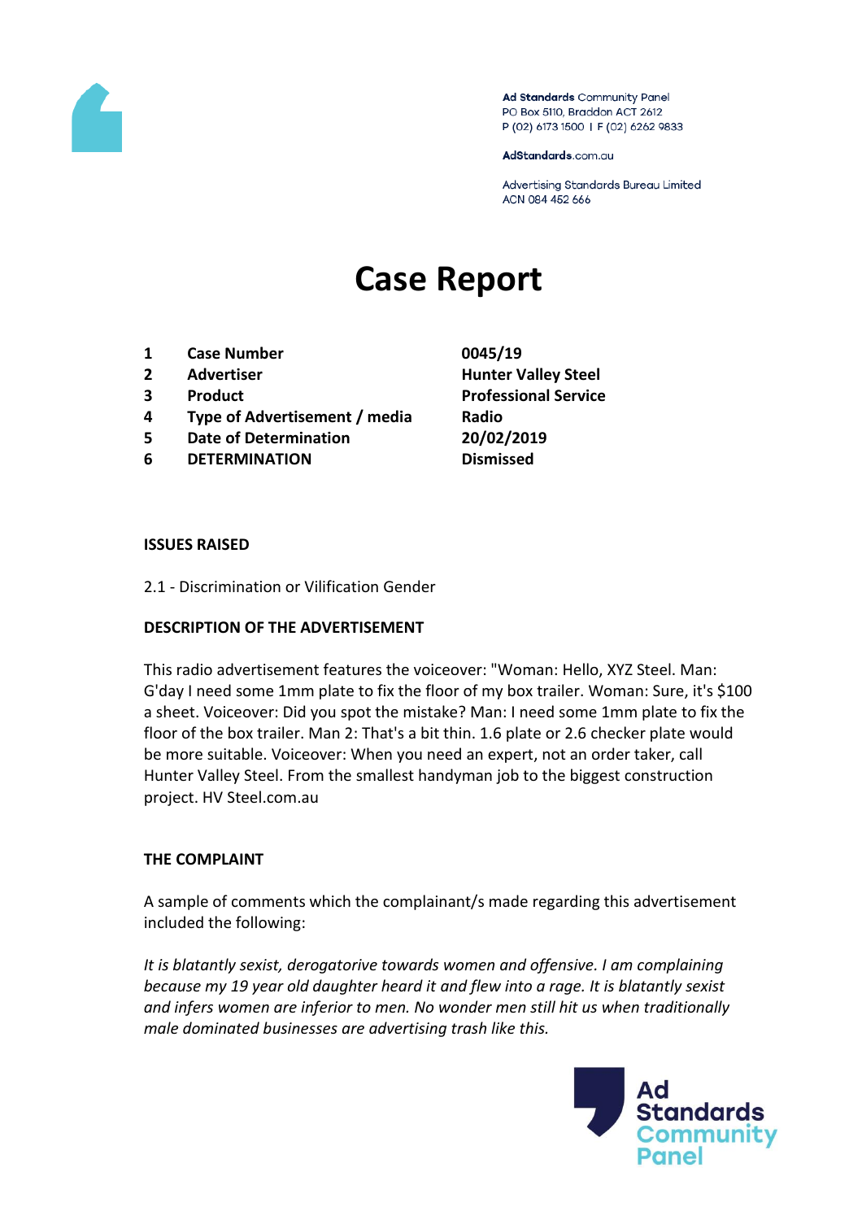Ad Standards Community Panel
PO Box 5110, Braddon ACT 2612
P (02) 6173 1500 | F (02) 6262 9833

AdStandards.com.au

Advertising Standards Bureau Limited
ACN 084 452 666

# Case Report

| | | |
|---|---|---|
| **1** | **Case Number** | **0045/19** |
| **2** | **Advertiser** | **Hunter Valley Steel** |
| **3** | **Product** | **Professional Service** |
| **4** | **Type of Advertisement / media** | **Radio** |
| **5** | **Date of Determination** | **20/02/2019** |
| **6** | **DETERMINATION** | **Dismissed** |

**ISSUES RAISED**

2.1 - Discrimination or Vilification Gender

**DESCRIPTION OF THE ADVERTISEMENT**

This radio advertisement features the voiceover: "Woman: Hello, XYZ Steel. Man: G'day I need some 1mm plate to fix the floor of my box trailer. Woman: Sure, it's $100 a sheet. Voiceover: Did you spot the mistake? Man: I need some 1mm plate to fix the floor of the box trailer. Man 2: That's a bit thin. 1.6 plate or 2.6 checker plate would be more suitable. Voiceover: When you need an expert, not an order taker, call Hunter Valley Steel. From the smallest handyman job to the biggest construction project. HV Steel.com.au

**THE COMPLAINT**

A sample of comments which the complainant/s made regarding this advertisement included the following:

*It is blatantly sexist, derogatorive towards women and offensive. I am complaining because my 19 year old daughter heard it and flew into a rage. It is blatantly sexist and infers women are inferior to men. No wonder men still hit us when traditionally male dominated businesses are advertising trash like this.*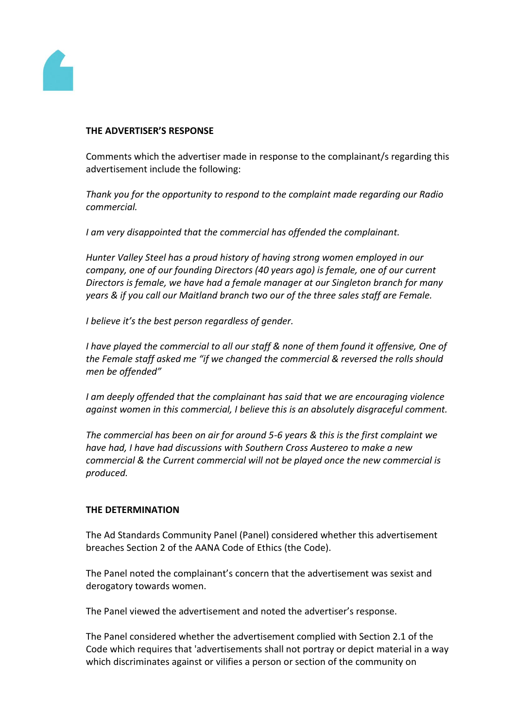**THE ADVERTISER'S RESPONSE**

Comments which the advertiser made in response to the complainant/s regarding this advertisement include the following:

*Thank you for the opportunity to respond to the complaint made regarding our Radio commercial.*

*I am very disappointed that the commercial has offended the complainant.*

*Hunter Valley Steel has a proud history of having strong women employed in our company, one of our founding Directors (40 years ago) is female, one of our current Directors is female, we have had a female manager at our Singleton branch for many years & if you call our Maitland branch two our of the three sales staff are Female.*

*I believe it's the best person regardless of gender.*

*I have played the commercial to all our staff & none of them found it offensive, One of the Female staff asked me "if we changed the commercial & reversed the rolls should men be offended"*

*I am deeply offended that the complainant has said that we are encouraging violence against women in this commercial, I believe this is an absolutely disgraceful comment.*

*The commercial has been on air for around 5-6 years & this is the first complaint we have had, I have had discussions with Southern Cross Austereo to make a new commercial & the Current commercial will not be played once the new commercial is produced.*

**THE DETERMINATION**

The Ad Standards Community Panel (Panel) considered whether this advertisement breaches Section 2 of the AANA Code of Ethics (the Code).

The Panel noted the complainant's concern that the advertisement was sexist and derogatory towards women.

The Panel viewed the advertisement and noted the advertiser's response.

The Panel considered whether the advertisement complied with Section 2.1 of the Code which requires that 'advertisements shall not portray or depict material in a way which discriminates against or vilifies a person or section of the community on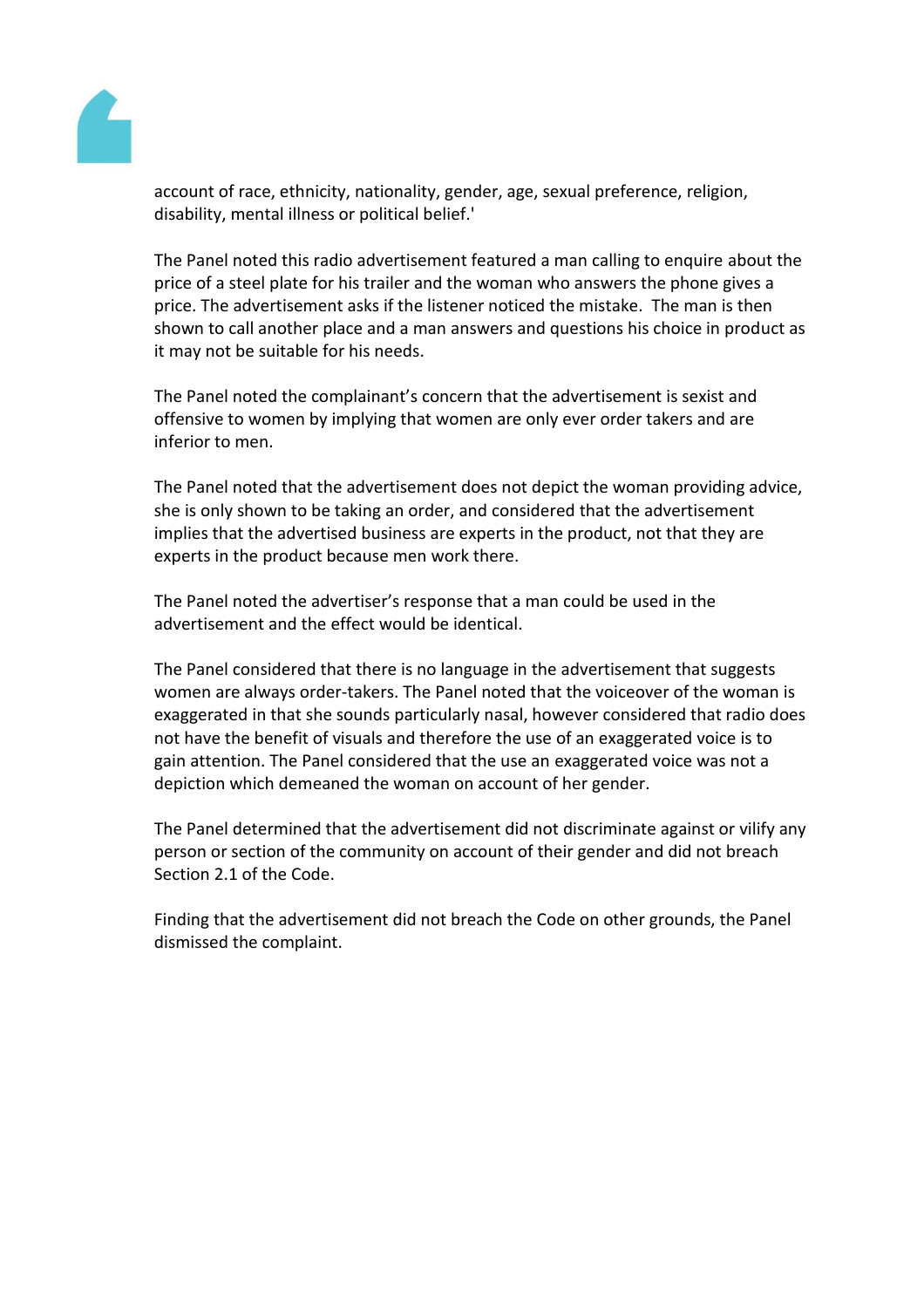account of race, ethnicity, nationality, gender, age, sexual preference, religion, disability, mental illness or political belief.'

The Panel noted this radio advertisement featured a man calling to enquire about the price of a steel plate for his trailer and the woman who answers the phone gives a price. The advertisement asks if the listener noticed the mistake. The man is then shown to call another place and a man answers and questions his choice in product as it may not be suitable for his needs.

The Panel noted the complainant's concern that the advertisement is sexist and offensive to women by implying that women are only ever order takers and are inferior to men.

The Panel noted that the advertisement does not depict the woman providing advice, she is only shown to be taking an order, and considered that the advertisement implies that the advertised business are experts in the product, not that they are experts in the product because men work there.

The Panel noted the advertiser's response that a man could be used in the advertisement and the effect would be identical.

The Panel considered that there is no language in the advertisement that suggests women are always order-takers. The Panel noted that the voiceover of the woman is exaggerated in that she sounds particularly nasal, however considered that radio does not have the benefit of visuals and therefore the use of an exaggerated voice is to gain attention. The Panel considered that the use an exaggerated voice was not a depiction which demeaned the woman on account of her gender.

The Panel determined that the advertisement did not discriminate against or vilify any person or section of the community on account of their gender and did not breach Section 2.1 of the Code.

Finding that the advertisement did not breach the Code on other grounds, the Panel dismissed the complaint.